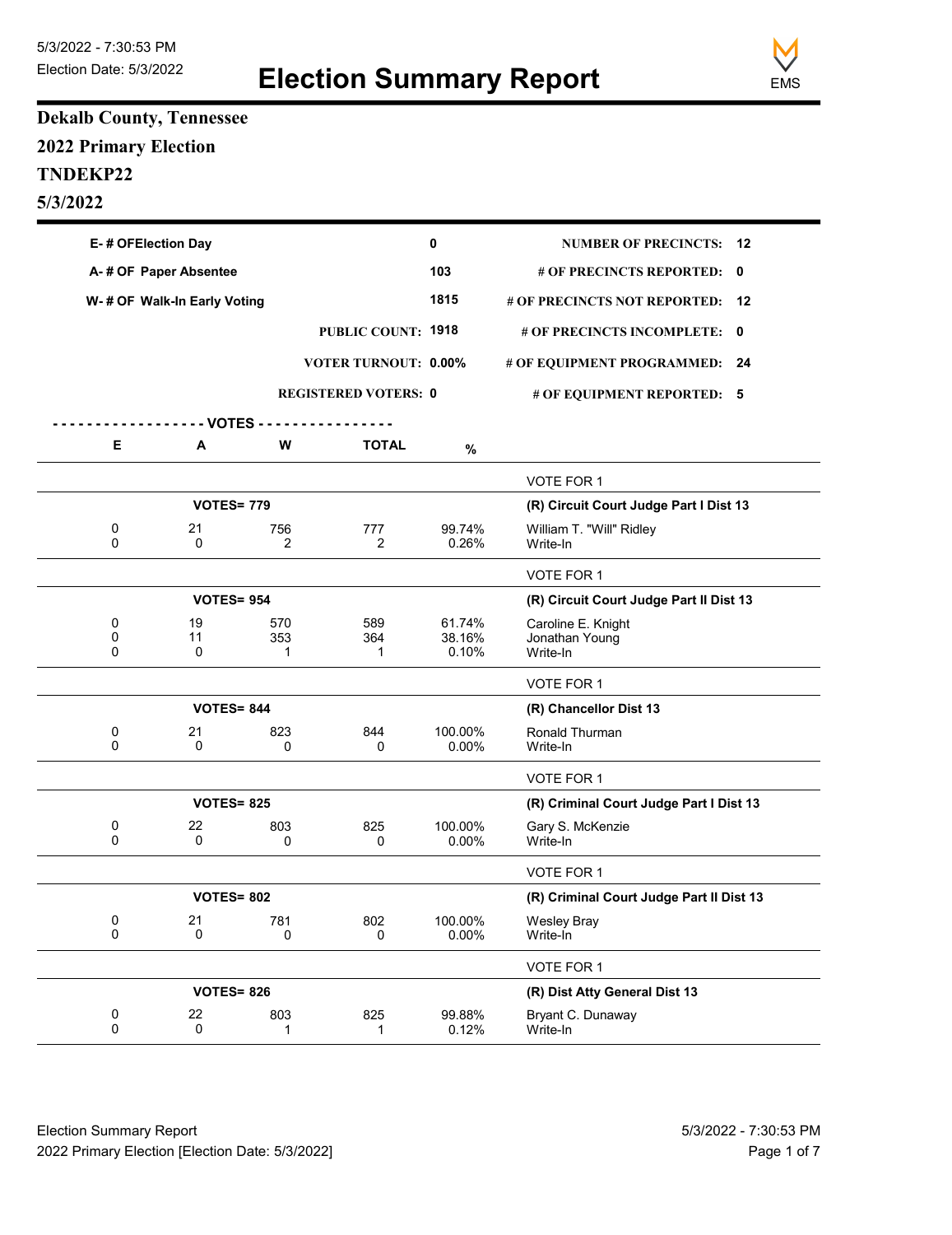5/3/2022 - 7:30:53 PM

Election Date: 5/3/2022

# Election Summary Report

## Dekalb County, Tennessee

## 2022 Primary Election

## TNDEKP22

## 5/3/2022

| | | | |
|---|---|---|---|
| E- # OF Election Day | 0 | NUMBER OF PRECINCTS: | 12 |
| A- # OF Paper Absentee | 103 | # OF PRECINCTS REPORTED: | 0 |
| W- # OF Walk-In Early Voting | 1815 | # OF PRECINCTS NOT REPORTED: | 12 |
| PUBLIC COUNT: | 1918 | # OF PRECINCTS INCOMPLETE: | 0 |
| VOTER TURNOUT: | 0.00% | # OF EQUIPMENT PROGRAMMED: | 24 |
| REGISTERED VOTERS: | 0 | # OF EQUIPMENT REPORTED: | 5 |

| E | A | W | TOTAL | % | |
|---|---|---|---|---|---|
| | | | | | VOTE FOR 1 |
| | VOTES= 779 | | | | **(R) Circuit Court Judge Part I Dist 13** |
| 0 | 21 | 756 | 777 | 99.74% | William T. "Will" Ridley |
| 0 | 0 | 2 | 2 | 0.26% | Write-In |
| | | | | | VOTE FOR 1 |
| | VOTES= 954 | | | | **(R) Circuit Court Judge Part II Dist 13** |
| 0 | 19 | 570 | 589 | 61.74% | Caroline E. Knight |
| 0 | 11 | 353 | 364 | 38.16% | Jonathan Young |
| 0 | 0 | 1 | 1 | 0.10% | Write-In |
| | | | | | VOTE FOR 1 |
| | VOTES= 844 | | | | **(R) Chancellor Dist 13** |
| 0 | 21 | 823 | 844 | 100.00% | Ronald Thurman |
| 0 | 0 | 0 | 0 | 0.00% | Write-In |
| | | | | | VOTE FOR 1 |
| | VOTES= 825 | | | | **(R) Criminal Court Judge Part I Dist 13** |
| 0 | 22 | 803 | 825 | 100.00% | Gary S. McKenzie |
| 0 | 0 | 0 | 0 | 0.00% | Write-In |
| | | | | | VOTE FOR 1 |
| | VOTES= 802 | | | | **(R) Criminal Court Judge Part II Dist 13** |
| 0 | 21 | 781 | 802 | 100.00% | Wesley Bray |
| 0 | 0 | 0 | 0 | 0.00% | Write-In |
| | | | | | VOTE FOR 1 |
| | VOTES= 826 | | | | **(R) Dist Atty General Dist 13** |
| 0 | 22 | 803 | 825 | 99.88% | Bryant C. Dunaway |
| 0 | 0 | 1 | 1 | 0.12% | Write-In |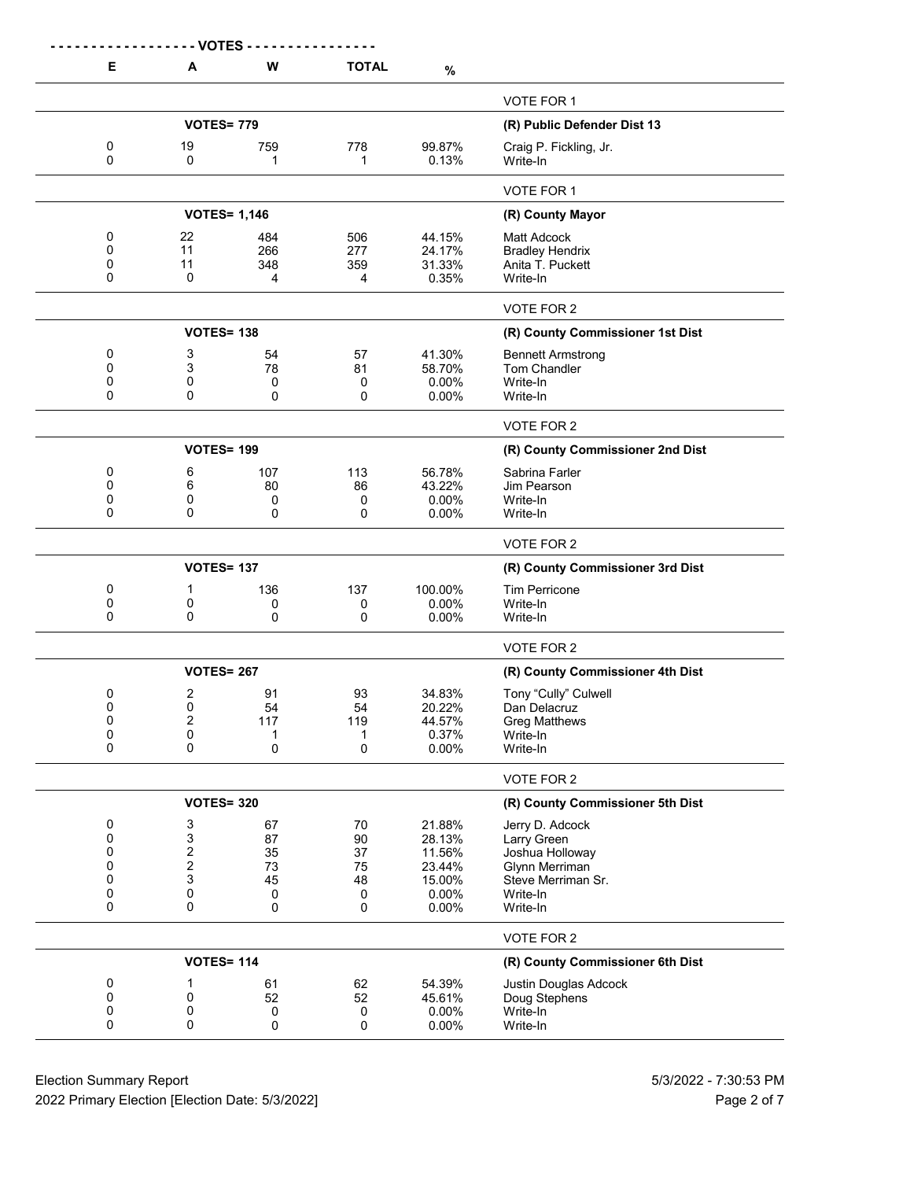| E | A | W | TOTAL | % | |
|---|---|---|---|---|---|
| | | | | | VOTE FOR 1 |
| | **VOTES= 779** | | | | **(R) Public Defender Dist 13** |
| 0 | 19 | 759 | 778 | 99.87% | Craig P. Fickling, Jr. |
| 0 | 0 | 1 | 1 | 0.13% | Write-In |
| | | | | | VOTE FOR 1 |
| | **VOTES= 1,146** | | | | **(R) County Mayor** |
| 0 | 22 | 484 | 506 | 44.15% | Matt Adcock |
| 0 | 11 | 266 | 277 | 24.17% | Bradley Hendrix |
| 0 | 11 | 348 | 359 | 31.33% | Anita T. Puckett |
| 0 | 0 | 4 | 4 | 0.35% | Write-In |
| | | | | | VOTE FOR 2 |
| | **VOTES= 138** | | | | **(R) County Commissioner 1st Dist** |
| 0 | 3 | 54 | 57 | 41.30% | Bennett Armstrong |
| 0 | 3 | 78 | 81 | 58.70% | Tom Chandler |
| 0 | 0 | 0 | 0 | 0.00% | Write-In |
| 0 | 0 | 0 | 0 | 0.00% | Write-In |
| | | | | | VOTE FOR 2 |
| | **VOTES= 199** | | | | **(R) County Commissioner 2nd Dist** |
| 0 | 6 | 107 | 113 | 56.78% | Sabrina Farler |
| 0 | 6 | 80 | 86 | 43.22% | Jim Pearson |
| 0 | 0 | 0 | 0 | 0.00% | Write-In |
| 0 | 0 | 0 | 0 | 0.00% | Write-In |
| | | | | | VOTE FOR 2 |
| | **VOTES= 137** | | | | **(R) County Commissioner 3rd Dist** |
| 0 | 1 | 136 | 137 | 100.00% | Tim Perricone |
| 0 | 0 | 0 | 0 | 0.00% | Write-In |
| 0 | 0 | 0 | 0 | 0.00% | Write-In |
| | | | | | VOTE FOR 2 |
| | **VOTES= 267** | | | | **(R) County Commissioner 4th Dist** |
| 0 | 2 | 91 | 93 | 34.83% | Tony "Cully" Culwell |
| 0 | 0 | 54 | 54 | 20.22% | Dan Delacruz |
| 0 | 2 | 117 | 119 | 44.57% | Greg Matthews |
| 0 | 0 | 1 | 1 | 0.37% | Write-In |
| 0 | 0 | 0 | 0 | 0.00% | Write-In |
| | | | | | VOTE FOR 2 |
| | **VOTES= 320** | | | | **(R) County Commissioner 5th Dist** |
| 0 | 3 | 67 | 70 | 21.88% | Jerry D. Adcock |
| 0 | 3 | 87 | 90 | 28.13% | Larry Green |
| 0 | 2 | 35 | 37 | 11.56% | Joshua Holloway |
| 0 | 2 | 73 | 75 | 23.44% | Glynn Merriman |
| 0 | 3 | 45 | 48 | 15.00% | Steve Merriman Sr. |
| 0 | 0 | 0 | 0 | 0.00% | Write-In |
| 0 | 0 | 0 | 0 | 0.00% | Write-In |
| | | | | | VOTE FOR 2 |
| | **VOTES= 114** | | | | **(R) County Commissioner 6th Dist** |
| 0 | 1 | 61 | 62 | 54.39% | Justin Douglas Adcock |
| 0 | 0 | 52 | 52 | 45.61% | Doug Stephens |
| 0 | 0 | 0 | 0 | 0.00% | Write-In |
| 0 | 0 | 0 | 0 | 0.00% | Write-In |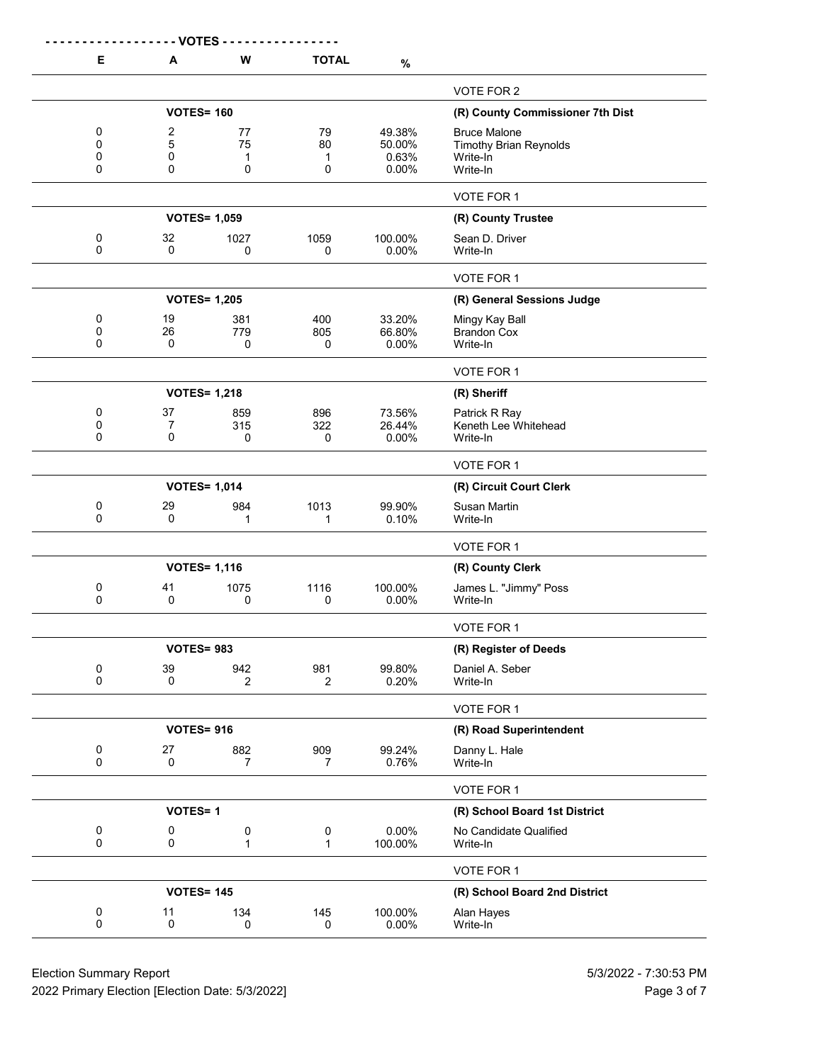| E | A | W | TOTAL | % | |
|---|---|---|---|---|---|
| | | | | | VOTE FOR 2 |
| | VOTES= 160 | | | | **(R) County Commissioner 7th Dist** |
| 0 | 2 | 77 | 79 | 49.38% | Bruce Malone |
| 0 | 5 | 75 | 80 | 50.00% | Timothy Brian Reynolds |
| 0 | 0 | 1 | 1 | 0.63% | Write-In |
| 0 | 0 | 0 | 0 | 0.00% | Write-In |
| | | | | | VOTE FOR 1 |
| | VOTES= 1,059 | | | | **(R) County Trustee** |
| 0 | 32 | 1027 | 1059 | 100.00% | Sean D. Driver |
| 0 | 0 | 0 | 0 | 0.00% | Write-In |
| | | | | | VOTE FOR 1 |
| | VOTES= 1,205 | | | | **(R) General Sessions Judge** |
| 0 | 19 | 381 | 400 | 33.20% | Mingy Kay Ball |
| 0 | 26 | 779 | 805 | 66.80% | Brandon Cox |
| 0 | 0 | 0 | 0 | 0.00% | Write-In |
| | | | | | VOTE FOR 1 |
| | VOTES= 1,218 | | | | **(R) Sheriff** |
| 0 | 37 | 859 | 896 | 73.56% | Patrick R Ray |
| 0 | 7 | 315 | 322 | 26.44% | Keneth Lee Whitehead |
| 0 | 0 | 0 | 0 | 0.00% | Write-In |
| | | | | | VOTE FOR 1 |
| | VOTES= 1,014 | | | | **(R) Circuit Court Clerk** |
| 0 | 29 | 984 | 1013 | 99.90% | Susan Martin |
| 0 | 0 | 1 | 1 | 0.10% | Write-In |
| | | | | | VOTE FOR 1 |
| | VOTES= 1,116 | | | | **(R) County Clerk** |
| 0 | 41 | 1075 | 1116 | 100.00% | James L. "Jimmy" Poss |
| 0 | 0 | 0 | 0 | 0.00% | Write-In |
| | | | | | VOTE FOR 1 |
| | VOTES= 983 | | | | **(R) Register of Deeds** |
| 0 | 39 | 942 | 981 | 99.80% | Daniel A. Seber |
| 0 | 0 | 2 | 2 | 0.20% | Write-In |
| | | | | | VOTE FOR 1 |
| | VOTES= 916 | | | | **(R) Road Superintendent** |
| 0 | 27 | 882 | 909 | 99.24% | Danny L. Hale |
| 0 | 0 | 7 | 7 | 0.76% | Write-In |
| | | | | | VOTE FOR 1 |
| | VOTES= 1 | | | | **(R) School Board 1st District** |
| 0 | 0 | 0 | 0 | 0.00% | No Candidate Qualified |
| 0 | 0 | 1 | 1 | 100.00% | Write-In |
| | | | | | VOTE FOR 1 |
| | VOTES= 145 | | | | **(R) School Board 2nd District** |
| 0 | 11 | 134 | 145 | 100.00% | Alan Hayes |
| 0 | 0 | 0 | 0 | 0.00% | Write-In |

Election Summary Report
2022 Primary Election [Election Date: 5/3/2022]
5/3/2022 - 7:30:53 PM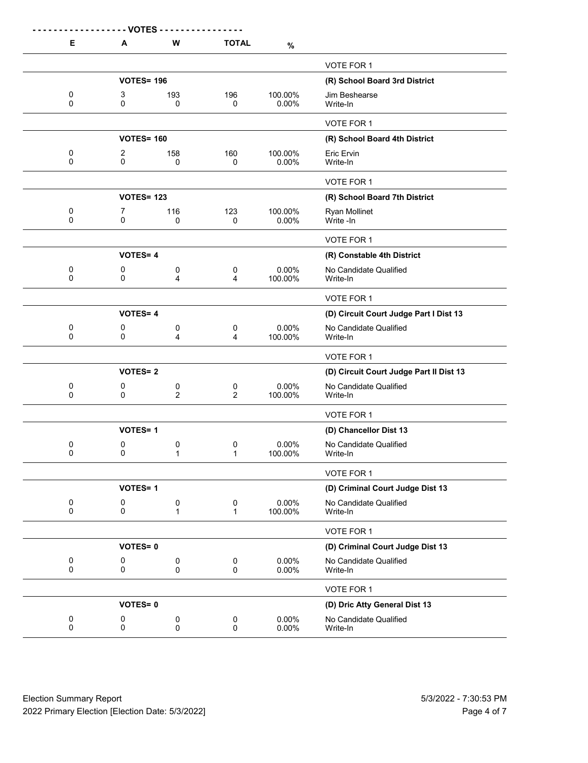| E | A | W | TOTAL | % | |
|---|---|---|---|---|---|
| | | | | | VOTE FOR 1 |
| | **VOTES= 196** | | | | **(R) School Board 3rd District** |
| 0 | 3 | 193 | 196 | 100.00% | Jim Beshearse |
| 0 | 0 | 0 | 0 | 0.00% | Write-In |
| | | | | | VOTE FOR 1 |
| | **VOTES= 160** | | | | **(R) School Board 4th District** |
| 0 | 2 | 158 | 160 | 100.00% | Eric Ervin |
| 0 | 0 | 0 | 0 | 0.00% | Write-In |
| | | | | | VOTE FOR 1 |
| | **VOTES= 123** | | | | **(R) School Board 7th District** |
| 0 | 7 | 116 | 123 | 100.00% | Ryan Mollinet |
| 0 | 0 | 0 | 0 | 0.00% | Write -In |
| | | | | | VOTE FOR 1 |
| | **VOTES= 4** | | | | **(R) Constable 4th District** |
| 0 | 0 | 0 | 0 | 0.00% | No Candidate Qualified |
| 0 | 0 | 4 | 4 | 100.00% | Write-In |
| | | | | | VOTE FOR 1 |
| | **VOTES= 4** | | | | **(D) Circuit Court Judge Part I Dist 13** |
| 0 | 0 | 0 | 0 | 0.00% | No Candidate Qualified |
| 0 | 0 | 4 | 4 | 100.00% | Write-In |
| | | | | | VOTE FOR 1 |
| | **VOTES= 2** | | | | **(D) Circuit Court Judge Part II Dist 13** |
| 0 | 0 | 0 | 0 | 0.00% | No Candidate Qualified |
| 0 | 0 | 2 | 2 | 100.00% | Write-In |
| | | | | | VOTE FOR 1 |
| | **VOTES= 1** | | | | **(D) Chancellor Dist 13** |
| 0 | 0 | 0 | 0 | 0.00% | No Candidate Qualified |
| 0 | 0 | 1 | 1 | 100.00% | Write-In |
| | | | | | VOTE FOR 1 |
| | **VOTES= 1** | | | | **(D) Criminal Court Judge Dist 13** |
| 0 | 0 | 0 | 0 | 0.00% | No Candidate Qualified |
| 0 | 0 | 1 | 1 | 100.00% | Write-In |
| | | | | | VOTE FOR 1 |
| | **VOTES= 0** | | | | **(D) Criminal Court Judge Dist 13** |
| 0 | 0 | 0 | 0 | 0.00% | No Candidate Qualified |
| 0 | 0 | 0 | 0 | 0.00% | Write-In |
| | | | | | VOTE FOR 1 |
| | **VOTES= 0** | | | | **(D) Dric Atty General Dist 13** |
| 0 | 0 | 0 | 0 | 0.00% | No Candidate Qualified |
| 0 | 0 | 0 | 0 | 0.00% | Write-In |

Election Summary Report
2022 Primary Election [Election Date: 5/3/2022]

5/3/2022 - 7:30:53 PM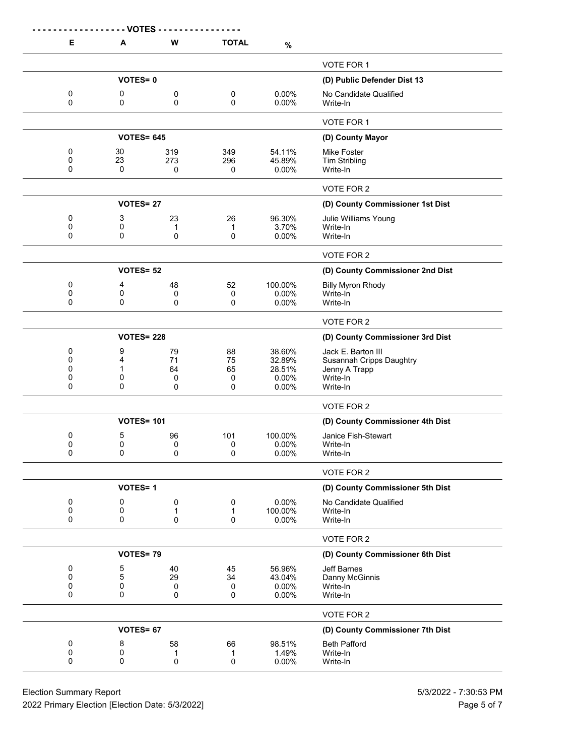| E | A | W | TOTAL | % | |
|---|---|---|---|---|---|
| | | | | | VOTE FOR 1 |
| | **VOTES= 0** | | | | **(D) Public Defender Dist 13** |
| 0 | 0 | 0 | 0 | 0.00% | No Candidate Qualified |
| 0 | 0 | 0 | 0 | 0.00% | Write-In |
| | | | | | VOTE FOR 1 |
| | **VOTES= 645** | | | | **(D) County Mayor** |
| 0 | 30 | 319 | 349 | 54.11% | Mike Foster |
| 0 | 23 | 273 | 296 | 45.89% | Tim Stribling |
| 0 | 0 | 0 | 0 | 0.00% | Write-In |
| | | | | | VOTE FOR 2 |
| | **VOTES= 27** | | | | **(D) County Commissioner 1st Dist** |
| 0 | 3 | 23 | 26 | 96.30% | Julie Williams Young |
| 0 | 0 | 1 | 1 | 3.70% | Write-In |
| 0 | 0 | 0 | 0 | 0.00% | Write-In |
| | | | | | VOTE FOR 2 |
| | **VOTES= 52** | | | | **(D) County Commissioner 2nd Dist** |
| 0 | 4 | 48 | 52 | 100.00% | Billy Myron Rhody |
| 0 | 0 | 0 | 0 | 0.00% | Write-In |
| 0 | 0 | 0 | 0 | 0.00% | Write-In |
| | | | | | VOTE FOR 2 |
| | **VOTES= 228** | | | | **(D) County Commissioner 3rd Dist** |
| 0 | 9 | 79 | 88 | 38.60% | Jack E. Barton III |
| 0 | 4 | 71 | 75 | 32.89% | Susannah Cripps Daughtry |
| 0 | 1 | 64 | 65 | 28.51% | Jenny A Trapp |
| 0 | 0 | 0 | 0 | 0.00% | Write-In |
| 0 | 0 | 0 | 0 | 0.00% | Write-In |
| | | | | | VOTE FOR 2 |
| | **VOTES= 101** | | | | **(D) County Commissioner 4th Dist** |
| 0 | 5 | 96 | 101 | 100.00% | Janice Fish-Stewart |
| 0 | 0 | 0 | 0 | 0.00% | Write-In |
| 0 | 0 | 0 | 0 | 0.00% | Write-In |
| | | | | | VOTE FOR 2 |
| | **VOTES= 1** | | | | **(D) County Commissioner 5th Dist** |
| 0 | 0 | 0 | 0 | 0.00% | No Candidate Qualified |
| 0 | 0 | 1 | 1 | 100.00% | Write-In |
| 0 | 0 | 0 | 0 | 0.00% | Write-In |
| | | | | | VOTE FOR 2 |
| | **VOTES= 79** | | | | **(D) County Commissioner 6th Dist** |
| 0 | 5 | 40 | 45 | 56.96% | Jeff Barnes |
| 0 | 5 | 29 | 34 | 43.04% | Danny McGinnis |
| 0 | 0 | 0 | 0 | 0.00% | Write-In |
| 0 | 0 | 0 | 0 | 0.00% | Write-In |
| | | | | | VOTE FOR 2 |
| | **VOTES= 67** | | | | **(D) County Commissioner 7th Dist** |
| 0 | 8 | 58 | 66 | 98.51% | Beth Pafford |
| 0 | 0 | 1 | 1 | 1.49% | Write-In |
| 0 | 0 | 0 | 0 | 0.00% | Write-In |

Election Summary Report
2022 Primary Election [Election Date: 5/3/2022]
5/3/2022 - 7:30:53 PM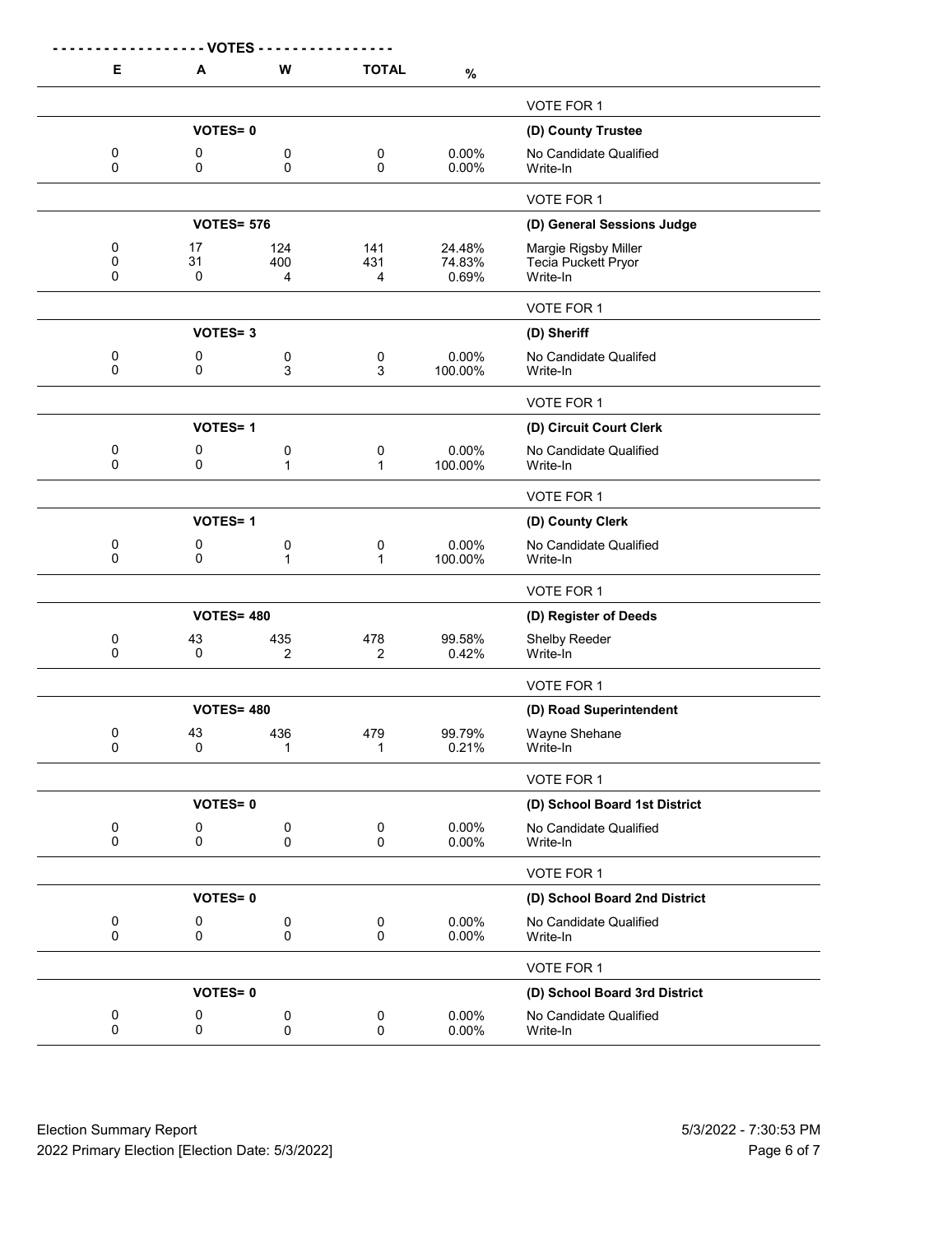| - - - - - - - - - - - - - - - - - - VOTES - - - - - - - - - - - - - - - - | | | | | |
|---|---|---|---|---|---|
| E | A | W | TOTAL | % | |
| | | | | | VOTE FOR 1 |
| | VOTES= 0 | | | | **(D) County Trustee** |
| 0 | 0 | 0 | 0 | 0.00% | No Candidate Qualified |
| 0 | 0 | 0 | 0 | 0.00% | Write-In |
| | | | | | VOTE FOR 1 |
| | VOTES= 576 | | | | **(D) General Sessions Judge** |
| 0 | 17 | 124 | 141 | 24.48% | Margie Rigsby Miller |
| 0 | 31 | 400 | 431 | 74.83% | Tecia Puckett Pryor |
| 0 | 0 | 4 | 4 | 0.69% | Write-In |
| | | | | | VOTE FOR 1 |
| | VOTES= 3 | | | | **(D) Sheriff** |
| 0 | 0 | 0 | 0 | 0.00% | No Candidate Qualifed |
| 0 | 0 | 3 | 3 | 100.00% | Write-In |
| | | | | | VOTE FOR 1 |
| | VOTES= 1 | | | | **(D) Circuit Court Clerk** |
| 0 | 0 | 0 | 0 | 0.00% | No Candidate Qualified |
| 0 | 0 | 1 | 1 | 100.00% | Write-In |
| | | | | | VOTE FOR 1 |
| | VOTES= 1 | | | | **(D) County Clerk** |
| 0 | 0 | 0 | 0 | 0.00% | No Candidate Qualified |
| 0 | 0 | 1 | 1 | 100.00% | Write-In |
| | | | | | VOTE FOR 1 |
| | VOTES= 480 | | | | **(D) Register of Deeds** |
| 0 | 43 | 435 | 478 | 99.58% | Shelby Reeder |
| 0 | 0 | 2 | 2 | 0.42% | Write-In |
| | | | | | VOTE FOR 1 |
| | VOTES= 480 | | | | **(D) Road Superintendent** |
| 0 | 43 | 436 | 479 | 99.79% | Wayne Shehane |
| 0 | 0 | 1 | 1 | 0.21% | Write-In |
| | | | | | VOTE FOR 1 |
| | VOTES= 0 | | | | **(D) School Board 1st District** |
| 0 | 0 | 0 | 0 | 0.00% | No Candidate Qualified |
| 0 | 0 | 0 | 0 | 0.00% | Write-In |
| | | | | | VOTE FOR 1 |
| | VOTES= 0 | | | | **(D) School Board 2nd District** |
| 0 | 0 | 0 | 0 | 0.00% | No Candidate Qualified |
| 0 | 0 | 0 | 0 | 0.00% | Write-In |
| | | | | | VOTE FOR 1 |
| | VOTES= 0 | | | | **(D) School Board 3rd District** |
| 0 | 0 | 0 | 0 | 0.00% | No Candidate Qualified |
| 0 | 0 | 0 | 0 | 0.00% | Write-In |

Election Summary Report
2022 Primary Election [Election Date: 5/3/2022]

5/3/2022 - 7:30:53 PM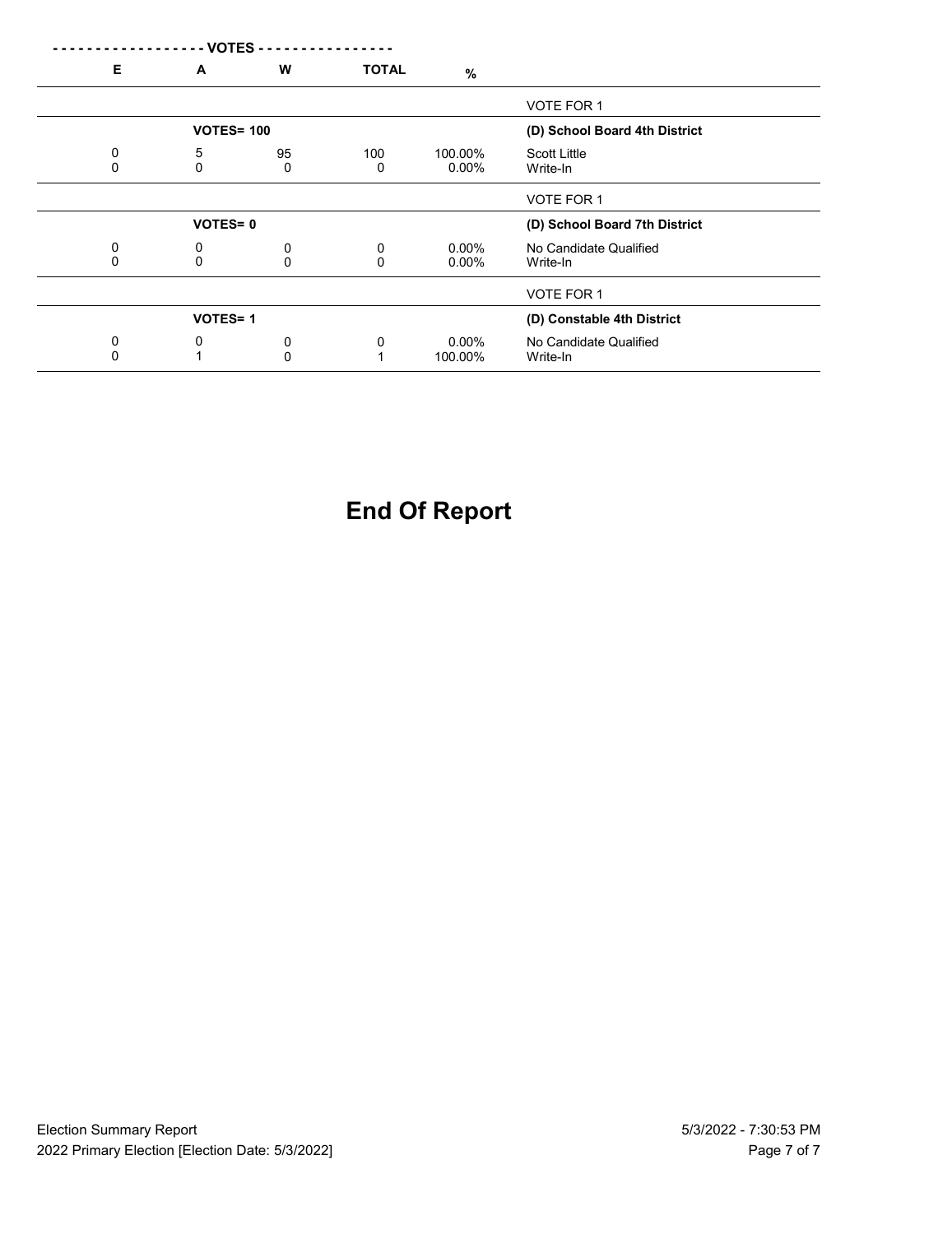| E | A | W | TOTAL | % | |
|---|---|---|---|---|---|
| | | | | | VOTE FOR 1 |
| | VOTES= 100 | | | | **(D) School Board 4th District** |
| 0 | 5 | 95 | 100 | 100.00% | Scott Little |
| 0 | 0 | 0 | 0 | 0.00% | Write-In |
| | | | | | VOTE FOR 1 |
| | VOTES= 0 | | | | **(D) School Board 7th District** |
| 0 | 0 | 0 | 0 | 0.00% | No Candidate Qualified |
| 0 | 0 | 0 | 0 | 0.00% | Write-In |
| | | | | | VOTE FOR 1 |
| | VOTES= 1 | | | | **(D) Constable 4th District** |
| 0 | 0 | 0 | 0 | 0.00% | No Candidate Qualified |
| 0 | 1 | 0 | 1 | 100.00% | Write-In |

# End Of Report

Election Summary Report
2022 Primary Election [Election Date: 5/3/2022]

5/3/2022 - 7:30:53 PM